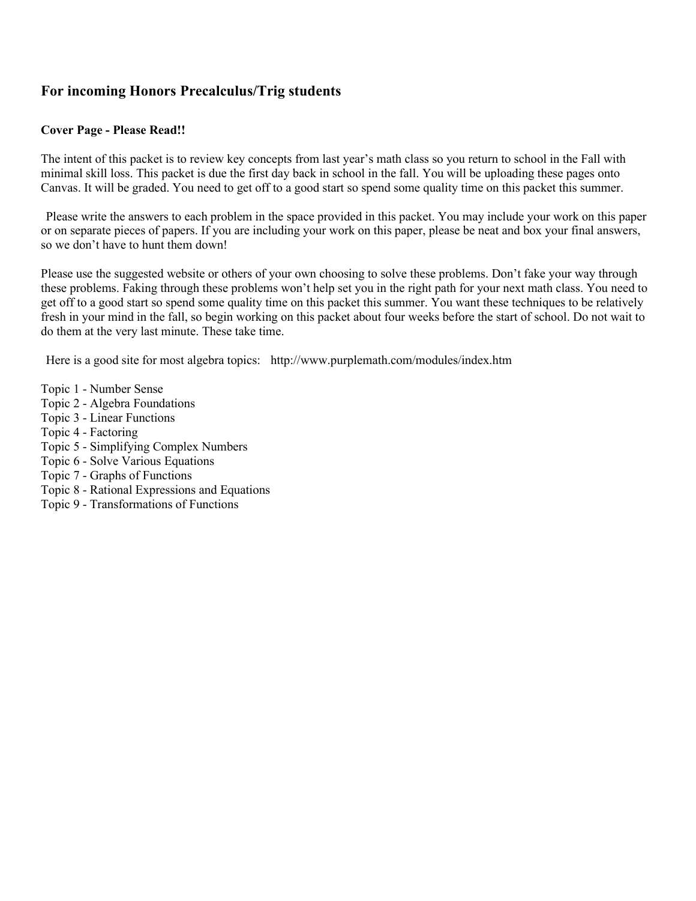## For incoming Honors Precalculus/Trig students

**Cover Page - Please Read!!**

The intent of this packet is to review key concepts from last year's math class so you return to school in the Fall with minimal skill loss. This packet is due the first day back in school in the fall. You will be uploading these pages onto Canvas. It will be graded. You need to get off to a good start so spend some quality time on this packet this summer.

Please write the answers to each problem in the space provided in this packet. You may include your work on this paper or on separate pieces of papers. If you are including your work on this paper, please be neat and box your final answers, so we don't have to hunt them down!

Please use the suggested website or others of your own choosing to solve these problems. Don't fake your way through these problems. Faking through these problems won't help set you in the right path for your next math class. You need to get off to a good start so spend some quality time on this packet this summer. You want these techniques to be relatively fresh in your mind in the fall, so begin working on this packet about four weeks before the start of school. Do not wait to do them at the very last minute. These take time.

Here is a good site for most algebra topics: http://www.purplemath.com/modules/index.htm

Topic 1 - Number Sense
Topic 2 - Algebra Foundations
Topic 3 - Linear Functions
Topic 4 - Factoring
Topic 5 - Simplifying Complex Numbers
Topic 6 - Solve Various Equations
Topic 7 - Graphs of Functions
Topic 8 - Rational Expressions and Equations
Topic 9 - Transformations of Functions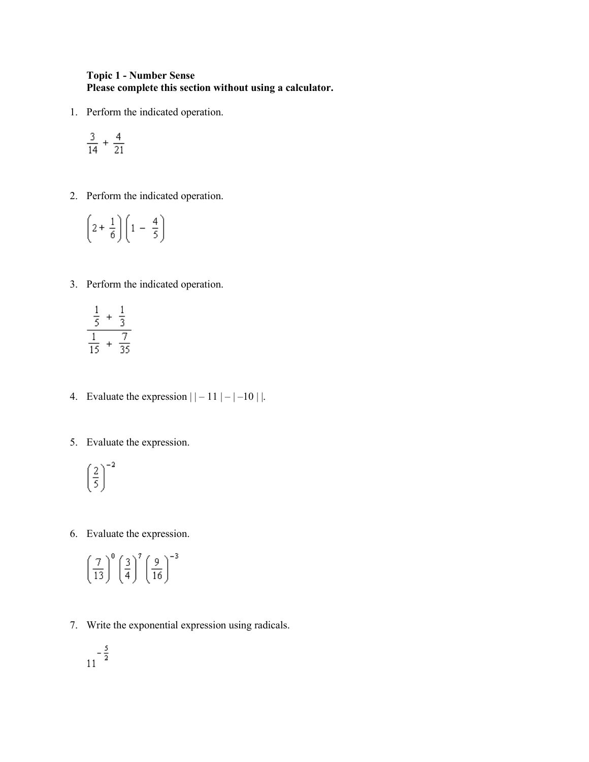**Topic 1 - Number Sense**
**Please complete this section without using a calculator.**

1. Perform the indicated operation.

$$\frac{3}{14} + \frac{4}{21}$$

2. Perform the indicated operation.

$$\left(2 + \frac{1}{6}\right)\left(1 - \frac{4}{5}\right)$$

3. Perform the indicated operation.

$$\frac{\frac{1}{5} + \frac{1}{3}}{\frac{1}{15} + \frac{7}{35}}$$

4. Evaluate the expression $| \, | -11 | - | -10 | \, |$.

5. Evaluate the expression.

$$\left(\frac{2}{5}\right)^{-2}$$

6. Evaluate the expression.

$$\left(\frac{7}{13}\right)^{0}\left(\frac{3}{4}\right)^{7}\left(\frac{9}{16}\right)^{-3}$$

7. Write the exponential expression using radicals.

$$11^{-\frac{5}{2}}$$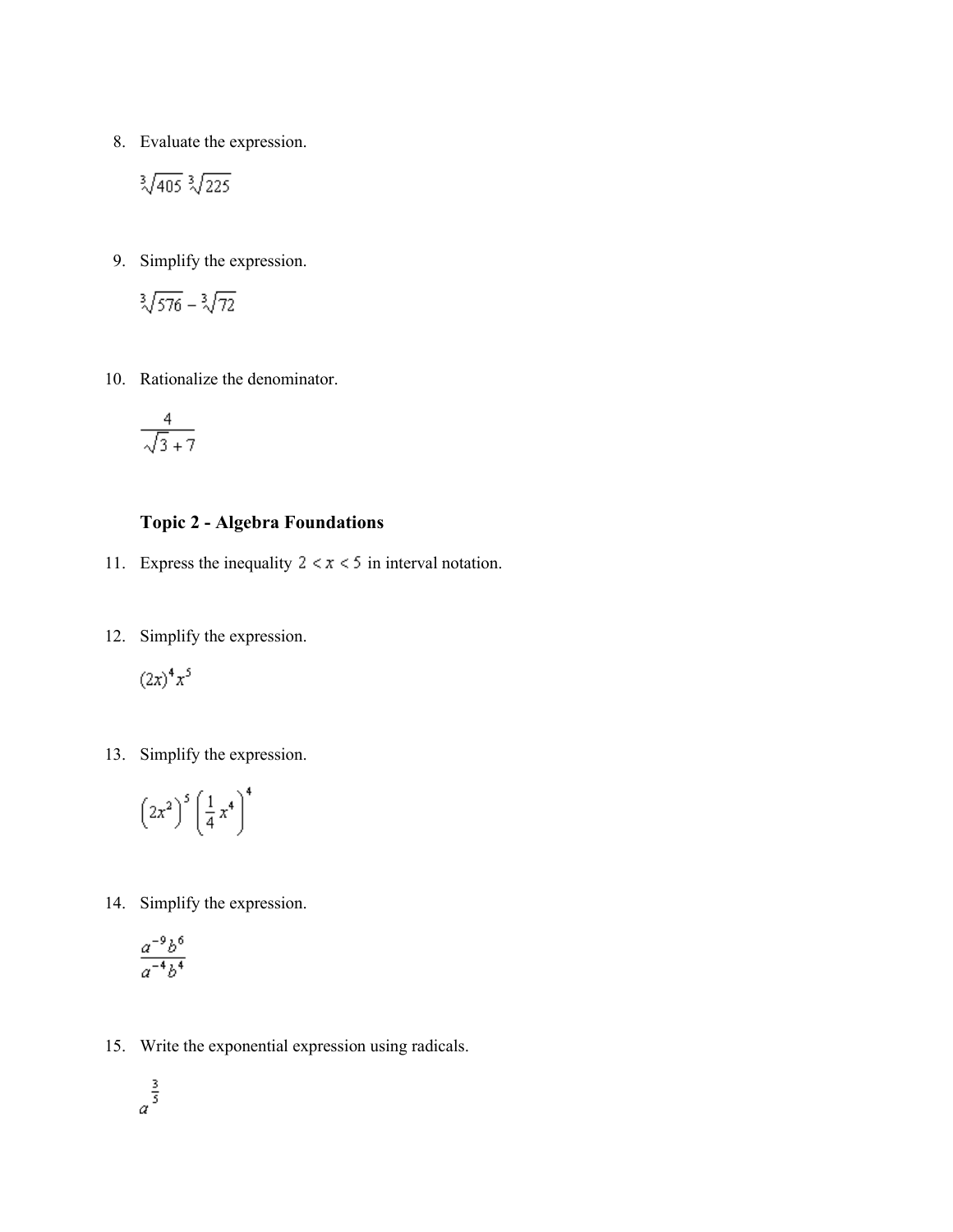8. Evaluate the expression.

$$\sqrt[3]{405}\,\sqrt[3]{225}$$

9. Simplify the expression.

$$\sqrt[3]{576} - \sqrt[3]{72}$$

10. Rationalize the denominator.

$$\frac{4}{\sqrt{3} + 7}$$

### Topic 2 - Algebra Foundations

11. Express the inequality $2 < x < 5$ in interval notation.

12. Simplify the expression.

$$(2x)^4 x^5$$

13. Simplify the expression.

$$\left(2x^2\right)^5 \left(\frac{1}{4}x^4\right)^4$$

14. Simplify the expression.

$$\frac{a^{-9}b^6}{a^{-4}b^4}$$

15. Write the exponential expression using radicals.

$$a^{\frac{3}{5}}$$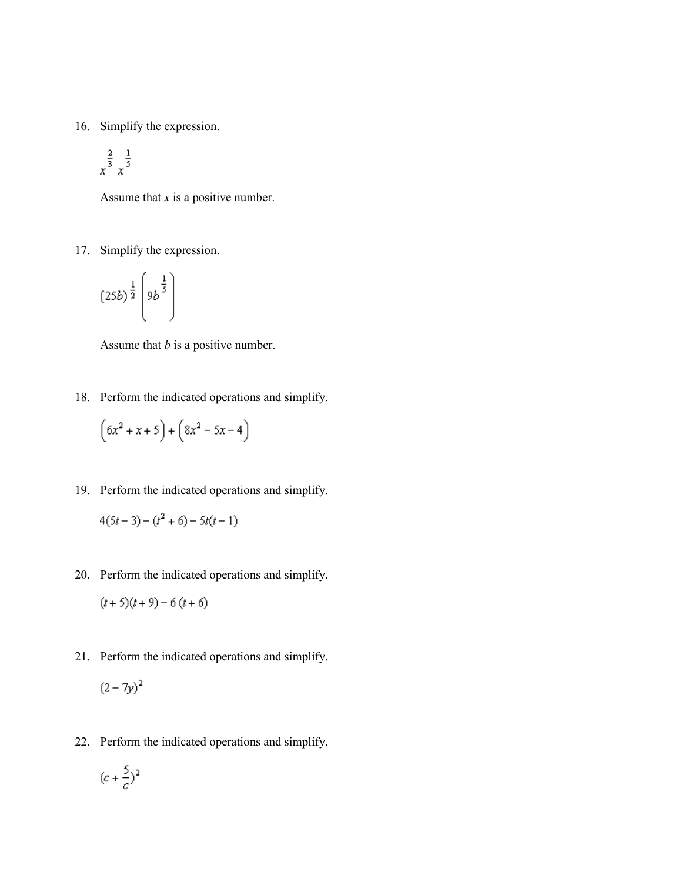16. Simplify the expression.

$$x^{\frac{2}{3}} x^{\frac{1}{5}}$$

Assume that $x$ is a positive number.

17. Simplify the expression.

$$(25b)^{\frac{1}{2}} \left( 9b^{\frac{1}{5}} \right)$$

Assume that $b$ is a positive number.

18. Perform the indicated operations and simplify.

$$\left(6x^2 + x + 5\right) + \left(8x^2 - 5x - 4\right)$$

19. Perform the indicated operations and simplify.

$$4(5t - 3) - (t^2 + 6) - 5t(t - 1)$$

20. Perform the indicated operations and simplify.

$$(t + 5)(t + 9) - 6\,(t + 6)$$

21. Perform the indicated operations and simplify.

$$(2 - 7y)^2$$

22. Perform the indicated operations and simplify.

$$(c + \frac{5}{c})^2$$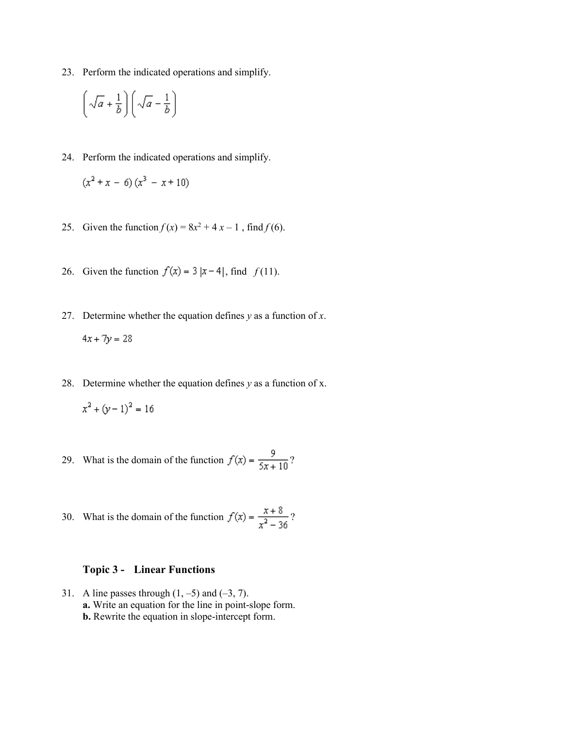23. Perform the indicated operations and simplify.

$$\left(\sqrt{a}+\frac{1}{b}\right)\left(\sqrt{a}-\frac{1}{b}\right)$$

24. Perform the indicated operations and simplify.

$$(x^2+x-6)(x^3-x+10)$$

25. Given the function $f(x) = 8x^2 + 4x - 1$, find $f(6)$.

26. Given the function $f(x) = 3|x-4|$, find $f(11)$.

27. Determine whether the equation defines $y$ as a function of $x$.

$$4x + 7y = 28$$

28. Determine whether the equation defines $y$ as a function of x.

$$x^2 + (y-1)^2 = 16$$

29. What is the domain of the function $f(x) = \dfrac{9}{5x+10}$?

30. What is the domain of the function $f(x) = \dfrac{x+8}{x^2-36}$?

### Topic 3 - Linear Functions

31. A line passes through $(1, -5)$ and $(-3, 7)$.
    **a.** Write an equation for the line in point-slope form.
    **b.** Rewrite the equation in slope-intercept form.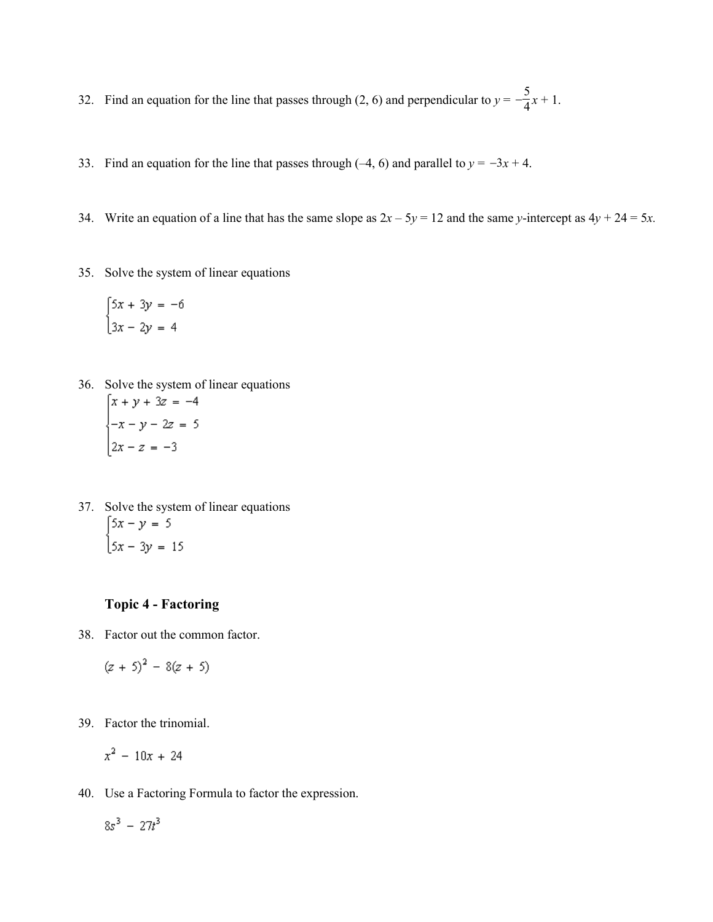32. Find an equation for the line that passes through (2, 6) and perpendicular to $y = -\frac{5}{4}x + 1$.

33. Find an equation for the line that passes through (–4, 6) and parallel to $y = -3x + 4$.

34. Write an equation of a line that has the same slope as $2x - 5y = 12$ and the same $y$-intercept as $4y + 24 = 5x$.

35. Solve the system of linear equations

$$\begin{cases} 5x + 3y = -6 \\ 3x - 2y = 4 \end{cases}$$

36. Solve the system of linear equations

$$\begin{cases} x + y + 3z = -4 \\ -x - y - 2z = 5 \\ 2x - z = -3 \end{cases}$$

37. Solve the system of linear equations

$$\begin{cases} 5x - y = 5 \\ 5x - 3y = 15 \end{cases}$$

### Topic 4 - Factoring

38. Factor out the common factor.

$$(z + 5)^2 - 8(z + 5)$$

39. Factor the trinomial.

$$x^2 - 10x + 24$$

40. Use a Factoring Formula to factor the expression.

$$8s^3 - 27t^3$$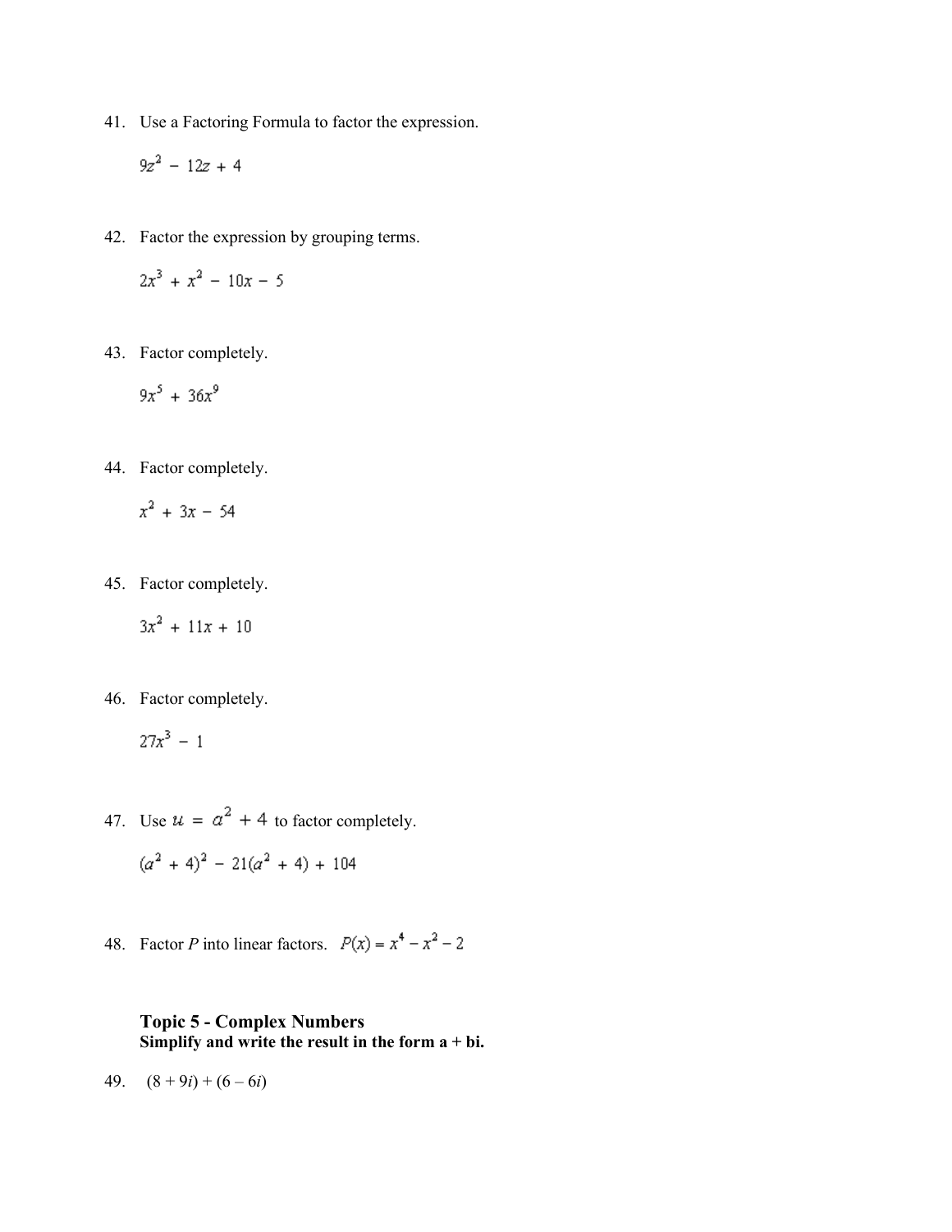41. Use a Factoring Formula to factor the expression.

$$9z^2 - 12z + 4$$

42. Factor the expression by grouping terms.

$$2x^3 + x^2 - 10x - 5$$

43. Factor completely.

$$9x^5 + 36x^9$$

44. Factor completely.

$$x^2 + 3x - 54$$

45. Factor completely.

$$3x^2 + 11x + 10$$

46. Factor completely.

$$27x^3 - 1$$

47. Use $u = a^2 + 4$ to factor completely.

$$(a^2 + 4)^2 - 21(a^2 + 4) + 104$$

48. Factor $P$ into linear factors. $P(x) = x^4 - x^2 - 2$

### Topic 5 - Complex Numbers

**Simplify and write the result in the form a + bi.**

49. $(8 + 9i) + (6 - 6i)$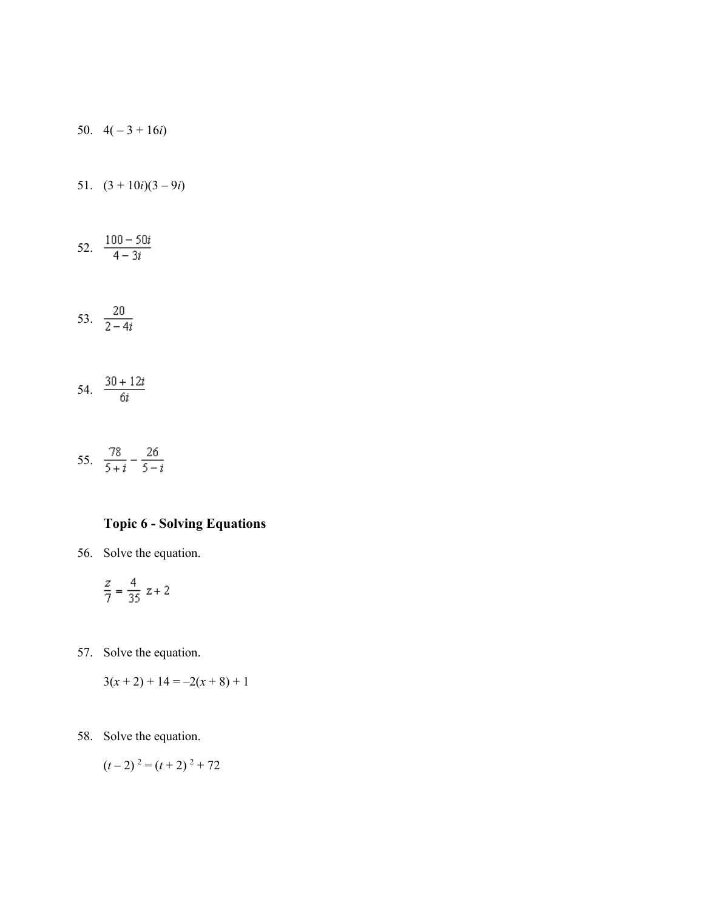50. $4(-3 + 16i)$

51. $(3 + 10i)(3 - 9i)$

52. $\dfrac{100 - 50i}{4 - 3i}$

53. $\dfrac{20}{2 - 4i}$

54. $\dfrac{30 + 12i}{6i}$

55. $\dfrac{78}{5 + i} - \dfrac{26}{5 - i}$

### Topic 6 - Solving Equations

56. Solve the equation.

$$\frac{z}{7} = \frac{4}{35}z + 2$$

57. Solve the equation.

$$3(x + 2) + 14 = -2(x + 8) + 1$$

58. Solve the equation.

$$(t - 2)^2 = (t + 2)^2 + 72$$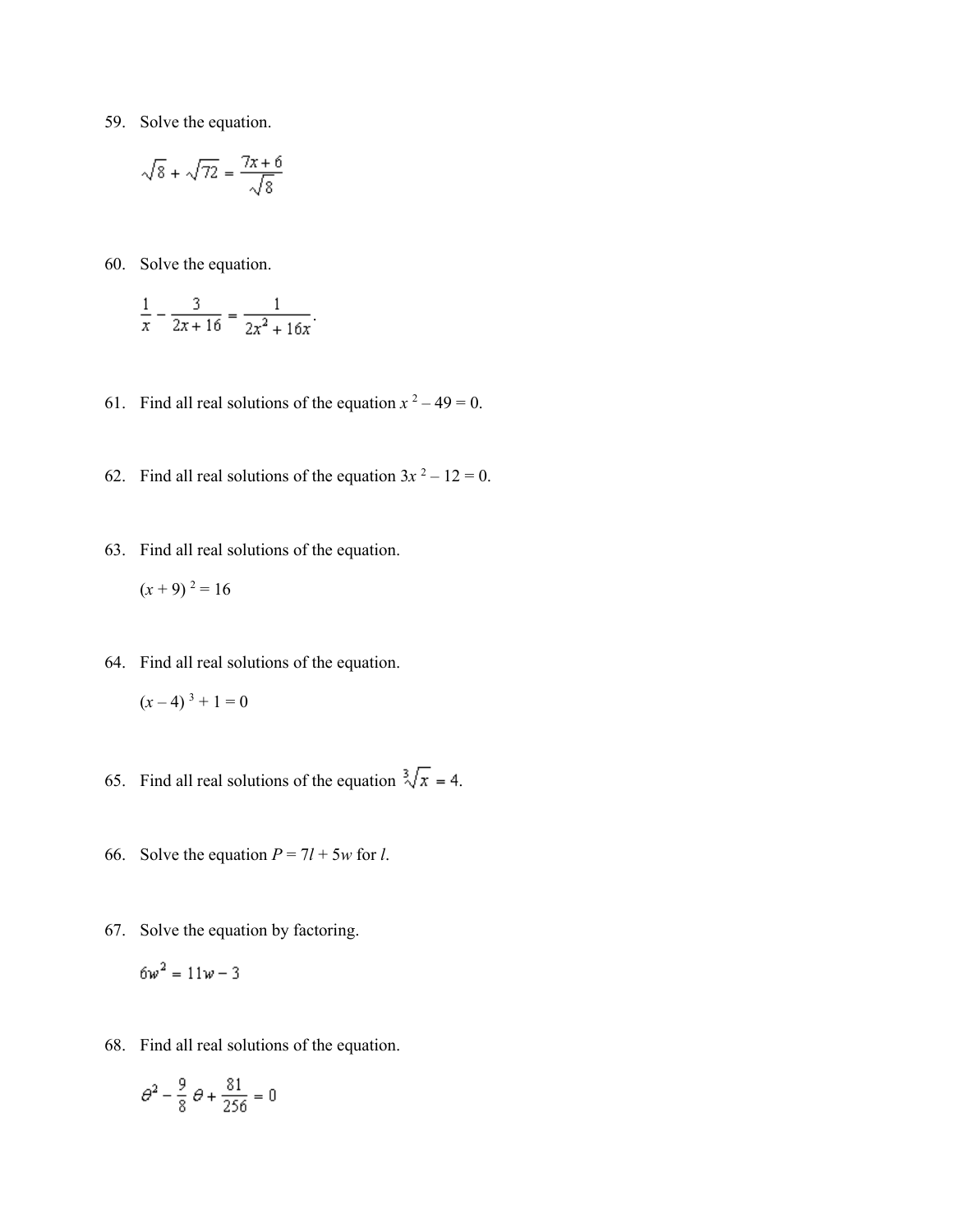59. Solve the equation.

$$\sqrt{8} + \sqrt{72} = \frac{7x + 6}{\sqrt{8}}$$

60. Solve the equation.

$$\frac{1}{x} - \frac{3}{2x + 16} = \frac{1}{2x^2 + 16x}.$$

61. Find all real solutions of the equation $x^2 - 49 = 0$.

62. Find all real solutions of the equation $3x^2 - 12 = 0$.

63. Find all real solutions of the equation.

$(x + 9)^2 = 16$

64. Find all real solutions of the equation.

$(x - 4)^3 + 1 = 0$

65. Find all real solutions of the equation $\sqrt[3]{x} = 4$.

66. Solve the equation $P = 7l + 5w$ for $l$.

67. Solve the equation by factoring.

$$6w^2 = 11w - 3$$

68. Find all real solutions of the equation.

$$\theta^2 - \frac{9}{8}\theta + \frac{81}{256} = 0$$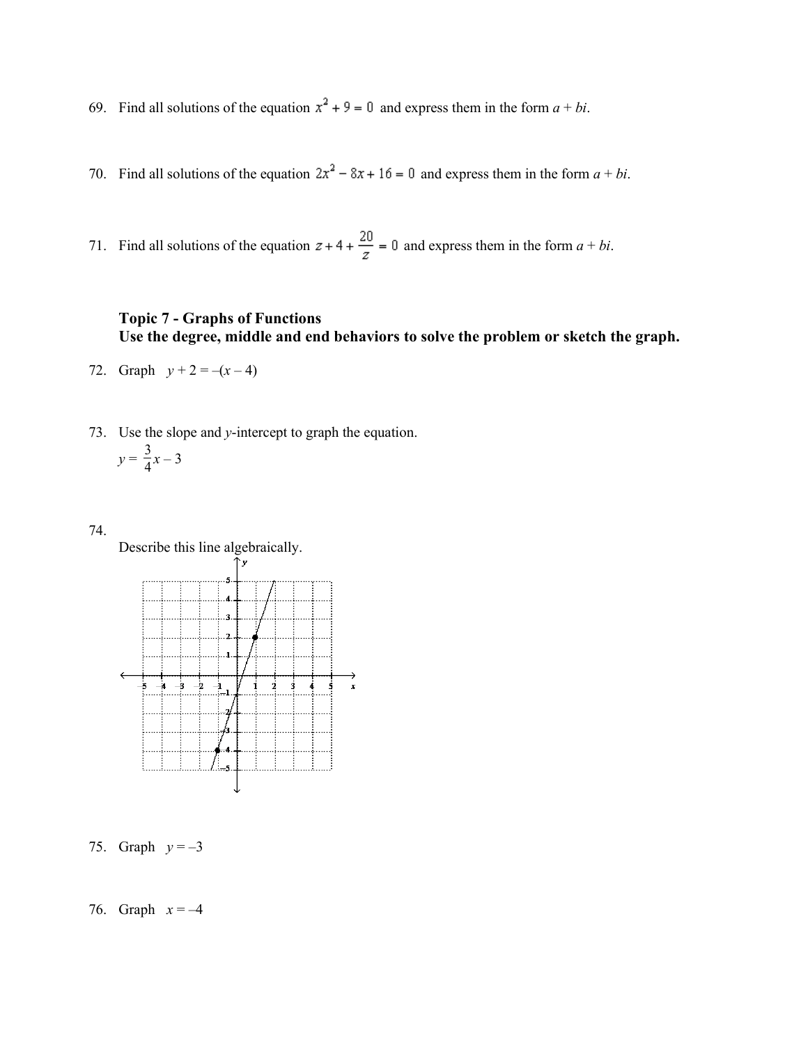69. Find all solutions of the equation $x^2 + 9 = 0$ and express them in the form $a + bi$.

70. Find all solutions of the equation $2x^2 - 8x + 16 = 0$ and express them in the form $a + bi$.

71. Find all solutions of the equation $z + 4 + \frac{20}{z} = 0$ and express them in the form $a + bi$.

### Topic 7 - Graphs of Functions
### Use the degree, middle and end behaviors to solve the problem or sketch the graph.

72. Graph $y + 2 = -(x - 4)$

73. Use the slope and $y$-intercept to graph the equation.

$$y = \frac{3}{4}x - 3$$

74. Describe this line algebraically.

75. Graph $y = -3$

76. Graph $x = -4$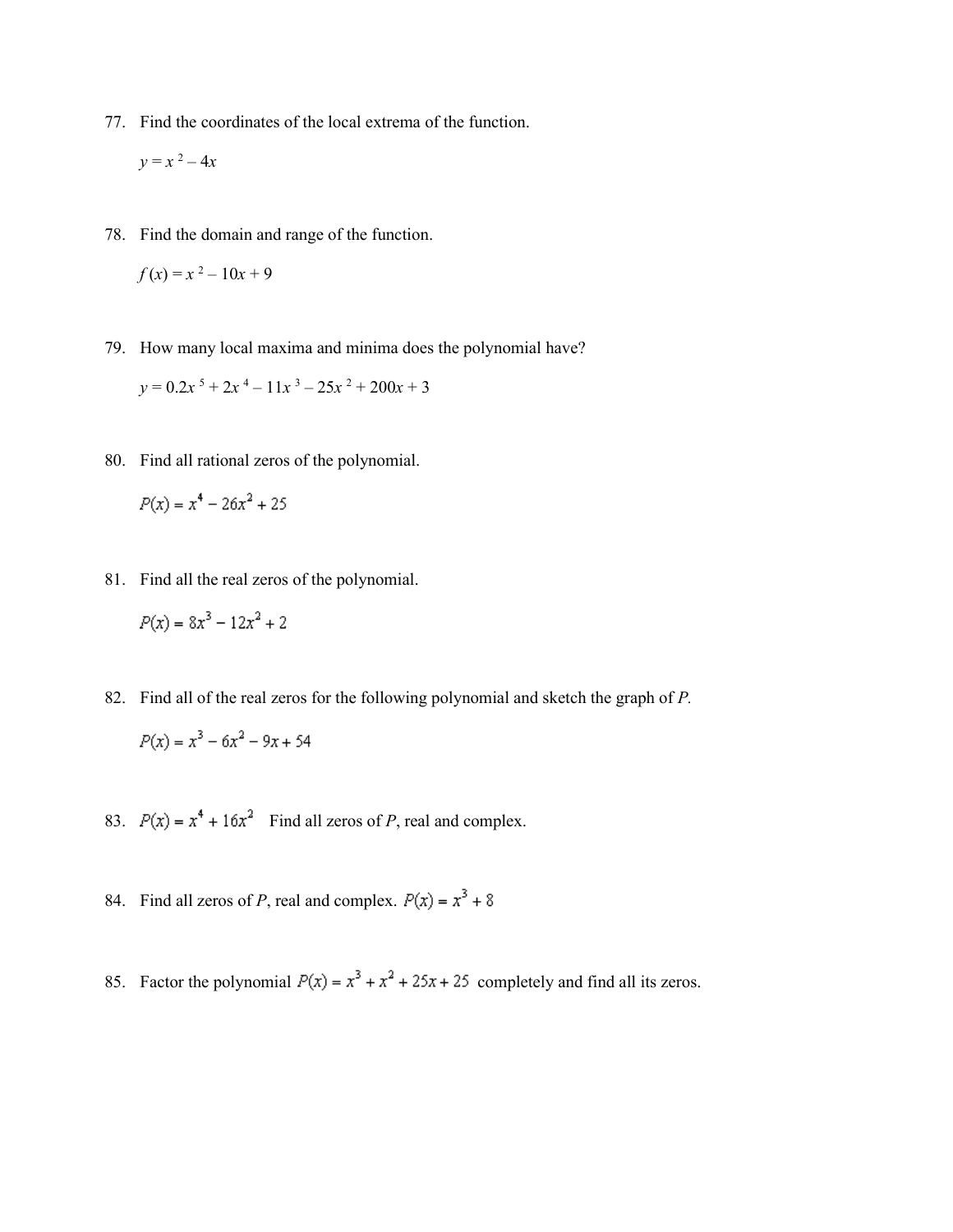77. Find the coordinates of the local extrema of the function.

    $y = x^2 - 4x$

78. Find the domain and range of the function.

    $f(x) = x^2 - 10x + 9$

79. How many local maxima and minima does the polynomial have?

    $y = 0.2x^5 + 2x^4 - 11x^3 - 25x^2 + 200x + 3$

80. Find all rational zeros of the polynomial.

    $P(x) = x^4 - 26x^2 + 25$

81. Find all the real zeros of the polynomial.

    $P(x) = 8x^3 - 12x^2 + 2$

82. Find all of the real zeros for the following polynomial and sketch the graph of $P$.

    $P(x) = x^3 - 6x^2 - 9x + 54$

83. $P(x) = x^4 + 16x^2$ Find all zeros of $P$, real and complex.

84. Find all zeros of $P$, real and complex. $P(x) = x^3 + 8$

85. Factor the polynomial $P(x) = x^3 + x^2 + 25x + 25$ completely and find all its zeros.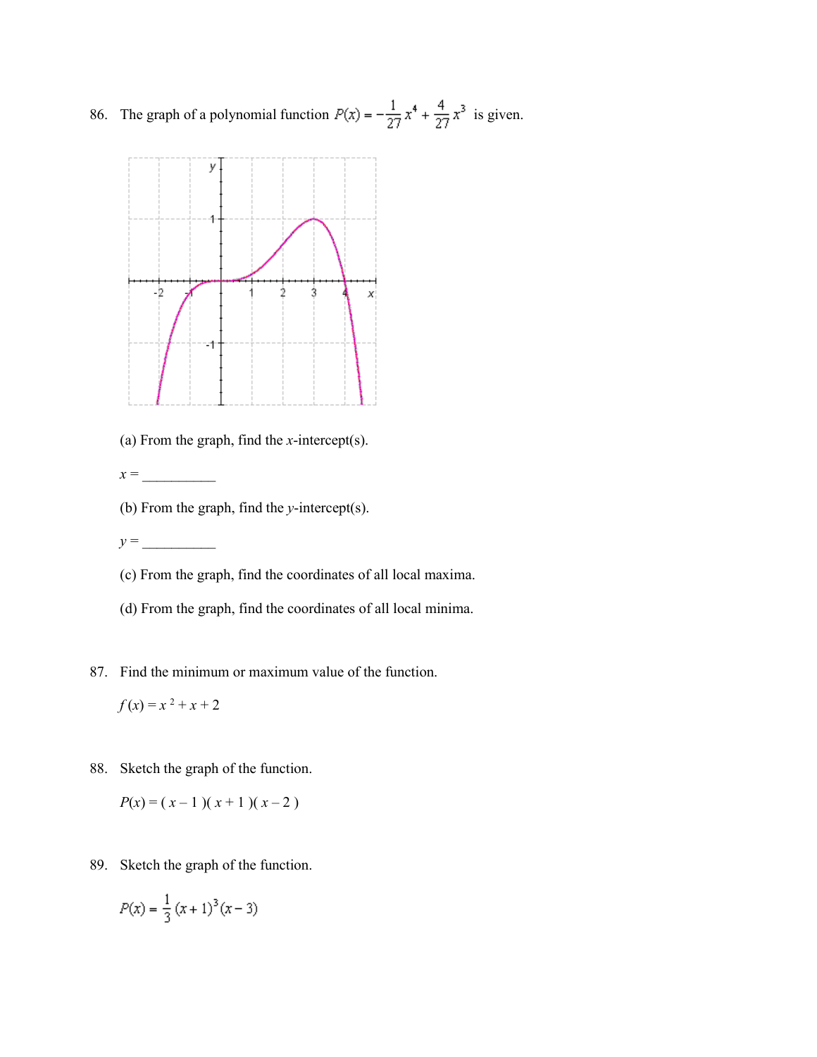86. The graph of a polynomial function $P(x) = -\frac{1}{27}x^4 + \frac{4}{27}x^3$ is given.

(a) From the graph, find the $x$-intercept(s).

$x =$ __________

(b) From the graph, find the $y$-intercept(s).

$y =$ __________

(c) From the graph, find the coordinates of all local maxima.

(d) From the graph, find the coordinates of all local minima.

87. Find the minimum or maximum value of the function.

$f(x) = x^2 + x + 2$

88. Sketch the graph of the function.

$P(x) = (x - 1)(x + 1)(x - 2)$

89. Sketch the graph of the function.

$P(x) = \frac{1}{3}(x + 1)^3(x - 3)$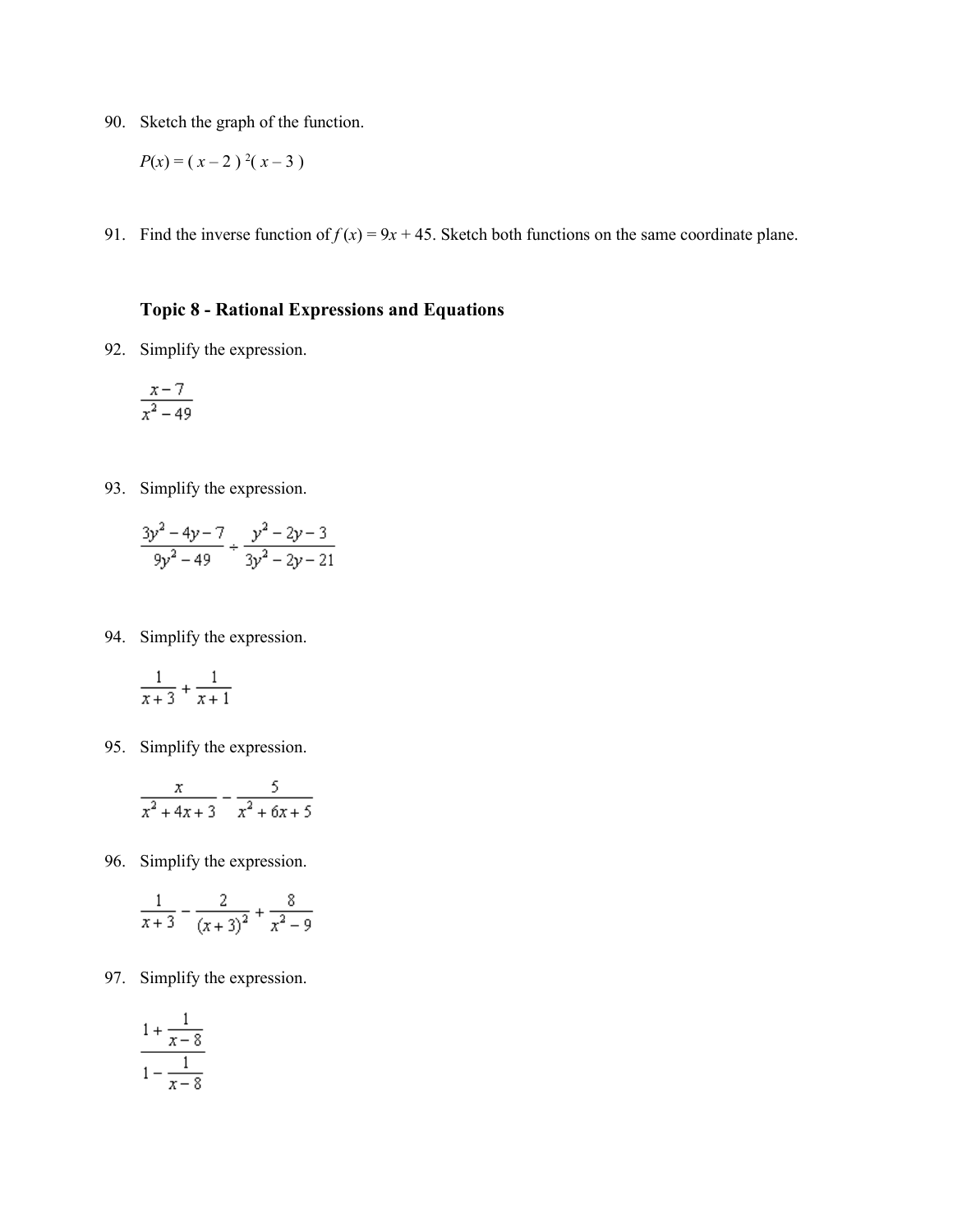90. Sketch the graph of the function.

    $P(x) = (x - 2)^2(x - 3)$

91. Find the inverse function of $f(x) = 9x + 45$. Sketch both functions on the same coordinate plane.

### Topic 8 - Rational Expressions and Equations

92. Simplify the expression.

    $$\frac{x-7}{x^2-49}$$

93. Simplify the expression.

    $$\frac{3y^2-4y-7}{9y^2-49} \div \frac{y^2-2y-3}{3y^2-2y-21}$$

94. Simplify the expression.

    $$\frac{1}{x+3} + \frac{1}{x+1}$$

95. Simplify the expression.

    $$\frac{x}{x^2+4x+3} - \frac{5}{x^2+6x+5}$$

96. Simplify the expression.

    $$\frac{1}{x+3} - \frac{2}{(x+3)^2} + \frac{8}{x^2-9}$$

97. Simplify the expression.

    $$\frac{1+\frac{1}{x-8}}{1-\frac{1}{x-8}}$$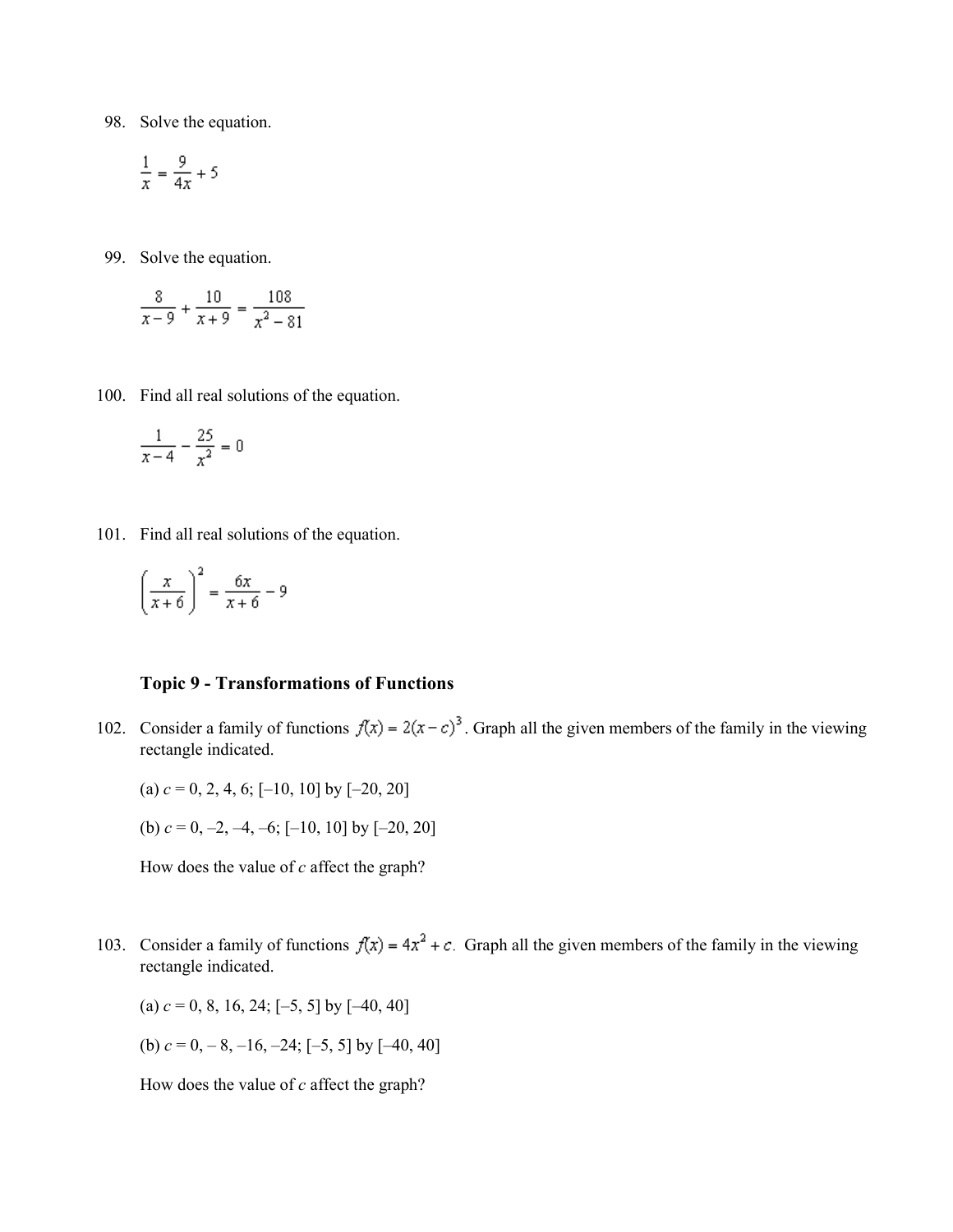98. Solve the equation.

$$\frac{1}{x} = \frac{9}{4x} + 5$$

99. Solve the equation.

$$\frac{8}{x-9} + \frac{10}{x+9} = \frac{108}{x^2 - 81}$$

100. Find all real solutions of the equation.

$$\frac{1}{x-4} - \frac{25}{x^2} = 0$$

101. Find all real solutions of the equation.

$$\left(\frac{x}{x+6}\right)^2 = \frac{6x}{x+6} - 9$$

### Topic 9 - Transformations of Functions

102. Consider a family of functions $f(x) = 2(x-c)^3$. Graph all the given members of the family in the viewing rectangle indicated.

(a) $c = 0, 2, 4, 6$; $[-10, 10]$ by $[-20, 20]$

(b) $c = 0, -2, -4, -6$; $[-10, 10]$ by $[-20, 20]$

How does the value of $c$ affect the graph?

103. Consider a family of functions $f(x) = 4x^2 + c$. Graph all the given members of the family in the viewing rectangle indicated.

(a) $c = 0, 8, 16, 24$; $[-5, 5]$ by $[-40, 40]$

(b) $c = 0, -8, -16, -24$; $[-5, 5]$ by $[-40, 40]$

How does the value of $c$ affect the graph?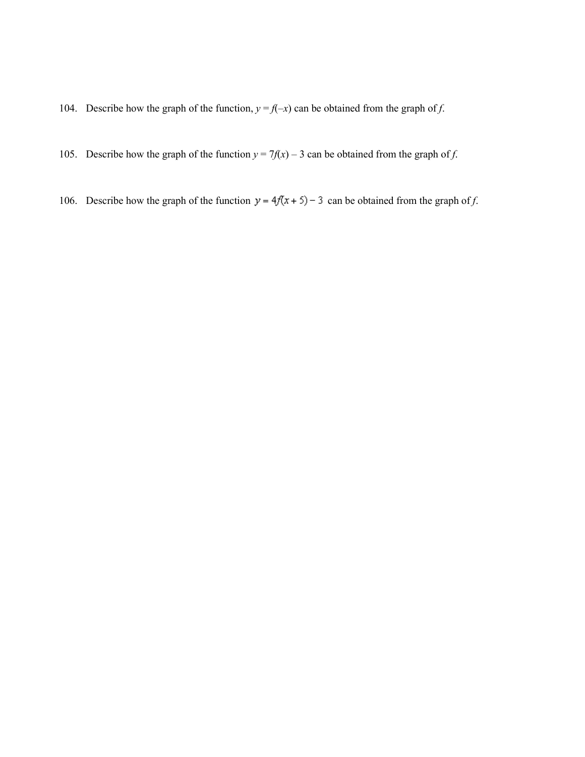104. Describe how the graph of the function, $y = f(-x)$ can be obtained from the graph of $f$.

105. Describe how the graph of the function $y = 7f(x) - 3$ can be obtained from the graph of $f$.

106. Describe how the graph of the function $y = 4f(x + 5) - 3$ can be obtained from the graph of $f$.